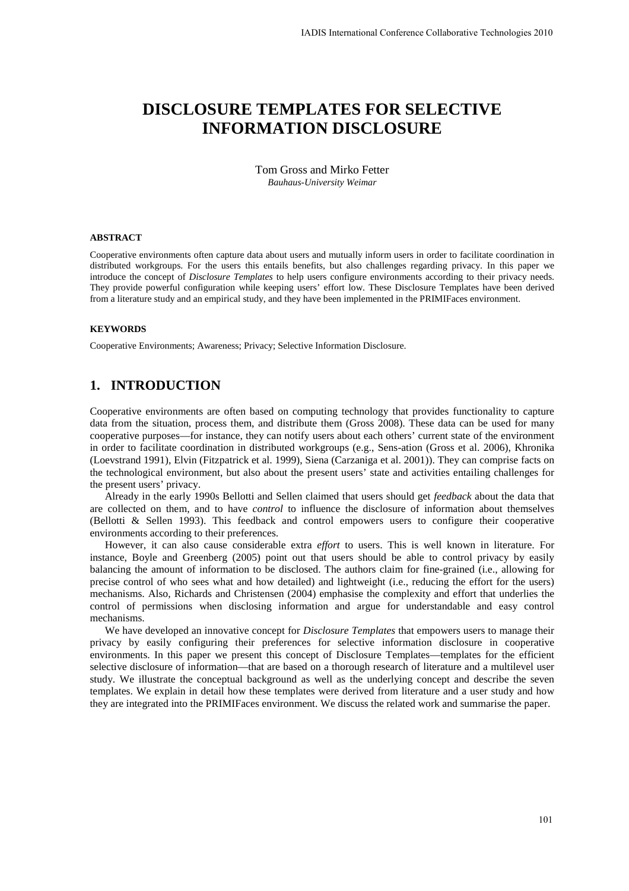# DISCLOSURE TEMPLATES FOR SELECTIVE INFORMATION DISCLOSURE

Tom Gross and Mirko Fetter

*Bauhaus-University Weimar*

## ABSTRACT

Cooperative environments often capture data about users and mutually inform users in order to facilitate coordination in distributed workgroups. For the users this entails benefits, but also challenges regarding privacy. In this paper we introduce the concept of *Disclosure Templates* to help users configure environments according to their privacy needs. They provide powerful configuration while keeping users' effort low. These Disclosure Templates have been derived from a literature study and an empirical study, and they have been implemented in the PRIMIFaces environment.

## KEYWORDS

Cooperative Environments; Awareness; Privacy; Selective Information Disclosure.

## 1. INTRODUCTION

Cooperative environments are often based on computing technology that provides functionality to capture data from the situation, process them, and distribute them (Gross 2008). These data can be used for many cooperative purposes—for instance, they can notify users about each others' current state of the environment in order to facilitate coordination in distributed workgroups (e.g., Sens-ation (Gross et al. 2006), Khronika (Loevstrand 1991), Elvin (Fitzpatrick et al. 1999), Siena (Carzaniga et al. 2001)). They can comprise facts on the technological environment, but also about the present users' state and activities entailing challenges for the present users' privacy.

Already in the early 1990s Bellotti and Sellen claimed that users should get *feedback* about the data that are collected on them, and to have *control* to influence the disclosure of information about themselves (Bellotti & Sellen 1993). This feedback and control empowers users to configure their cooperative environments according to their preferences.

However, it can also cause considerable extra *effort* to users. This is well known in literature. For instance, Boyle and Greenberg (2005) point out that users should be able to control privacy by easily balancing the amount of information to be disclosed. The authors claim for fine-grained (i.e., allowing for precise control of who sees what and how detailed) and lightweight (i.e., reducing the effort for the users) mechanisms. Also, Richards and Christensen (2004) emphasise the complexity and effort that underlies the control of permissions when disclosing information and argue for understandable and easy control mechanisms.

We have developed an innovative concept for *Disclosure Templates* that empowers users to manage their privacy by easily configuring their preferences for selective information disclosure in cooperative environments. In this paper we present this concept of Disclosure Templates—templates for the efficient selective disclosure of information—that are based on a thorough research of literature and a multilevel user study. We illustrate the conceptual background as well as the underlying concept and describe the seven templates. We explain in detail how these templates were derived from literature and a user study and how they are integrated into the PRIMIFaces environment. We discuss the related work and summarise the paper.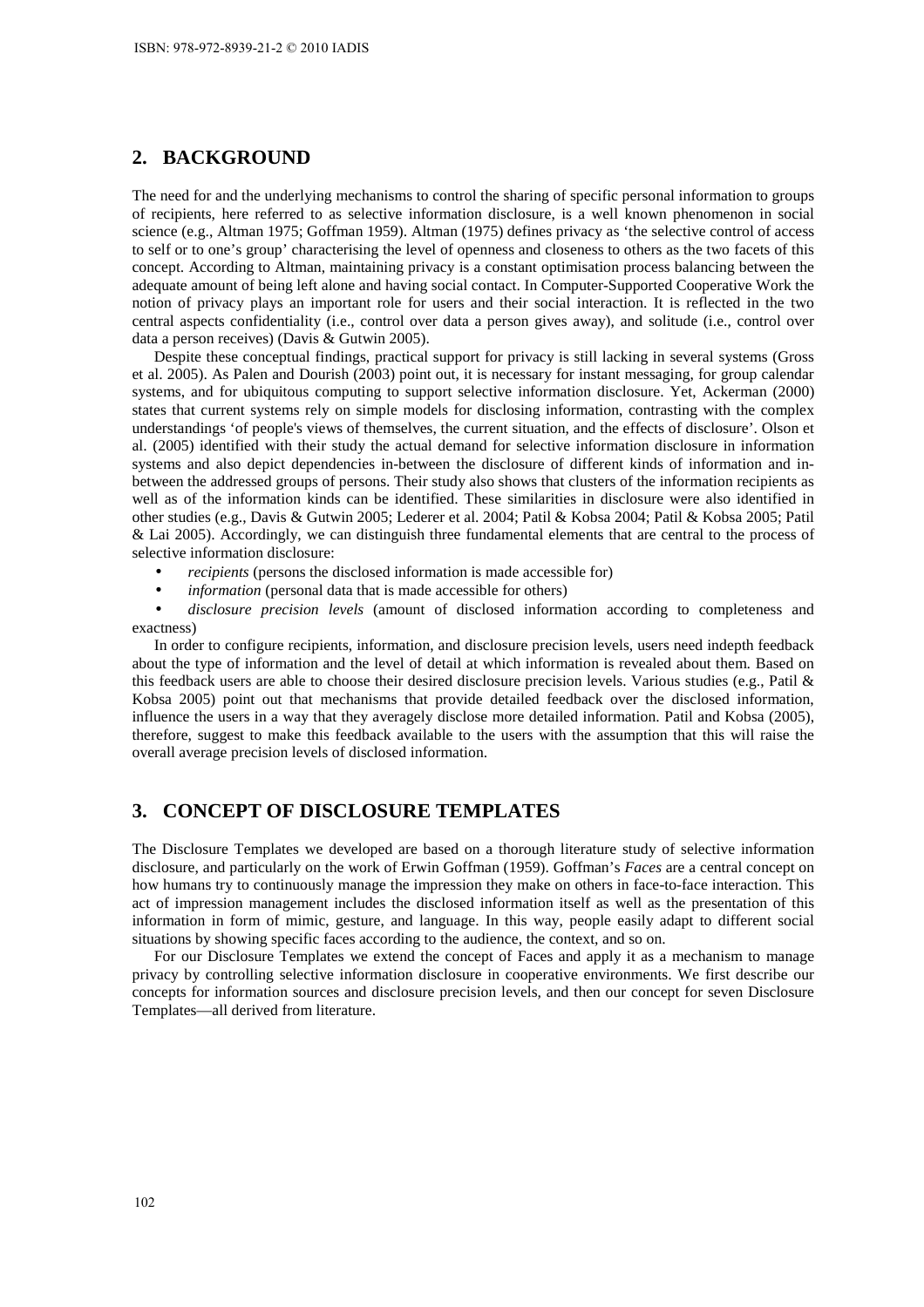## 2. BACKGROUND

The need for and the underlying mechanisms to control the sharing of specific personal information to groups of recipients, here referred to as selective information disclosure, is a well known phenomenon in social science (e.g., Altman 1975; Goffman 1959). Altman (1975) defines privacy as 'the selective control of access to self or to one's group' characterising the level of openness and closeness to others as the two facets of this concept. According to Altman, maintaining privacy is a constant optimisation process balancing between the adequate amount of being left alone and having social contact. In Computer-Supported Cooperative Work the notion of privacy plays an important role for users and their social interaction. It is reflected in the two central aspects confidentiality (i.e., control over data a person gives away), and solitude (i.e., control over data a person receives) (Davis & Gutwin 2005).

Despite these conceptual findings, practical support for privacy is still lacking in several systems (Gross et al. 2005). As Palen and Dourish (2003) point out, it is necessary for instant messaging, for group calendar systems, and for ubiquitous computing to support selective information disclosure. Yet, Ackerman (2000) states that current systems rely on simple models for disclosing information, contrasting with the complex understandings 'of people's views of themselves, the current situation, and the effects of disclosure'. Olson et al. (2005) identified with their study the actual demand for selective information disclosure in information systems and also depict dependencies in-between the disclosure of different kinds of information and in-between the addressed groups of persons. Their study also shows that clusters of the information recipients as well as of the information kinds can be identified. These similarities in disclosure were also identified in other studies (e.g., Davis & Gutwin 2005; Lederer et al. 2004; Patil & Kobsa 2004; Patil & Kobsa 2005; Patil & Lai 2005). Accordingly, we can distinguish three fundamental elements that are central to the process of selective information disclosure:

- *recipients* (persons the disclosed information is made accessible for)
- *information* (personal data that is made accessible for others)
- *disclosure precision levels* (amount of disclosed information according to completeness and exactness)

In order to configure recipients, information, and disclosure precision levels, users need indepth feedback about the type of information and the level of detail at which information is revealed about them. Based on this feedback users are able to choose their desired disclosure precision levels. Various studies (e.g., Patil & Kobsa 2005) point out that mechanisms that provide detailed feedback over the disclosed information, influence the users in a way that they averagely disclose more detailed information. Patil and Kobsa (2005), therefore, suggest to make this feedback available to the users with the assumption that this will raise the overall average precision levels of disclosed information.

## 3. CONCEPT OF DISCLOSURE TEMPLATES

The Disclosure Templates we developed are based on a thorough literature study of selective information disclosure, and particularly on the work of Erwin Goffman (1959). Goffman's *Faces* are a central concept on how humans try to continuously manage the impression they make on others in face-to-face interaction. This act of impression management includes the disclosed information itself as well as the presentation of this information in form of mimic, gesture, and language. In this way, people easily adapt to different social situations by showing specific faces according to the audience, the context, and so on.

For our Disclosure Templates we extend the concept of Faces and apply it as a mechanism to manage privacy by controlling selective information disclosure in cooperative environments. We first describe our concepts for information sources and disclosure precision levels, and then our concept for seven Disclosure Templates—all derived from literature.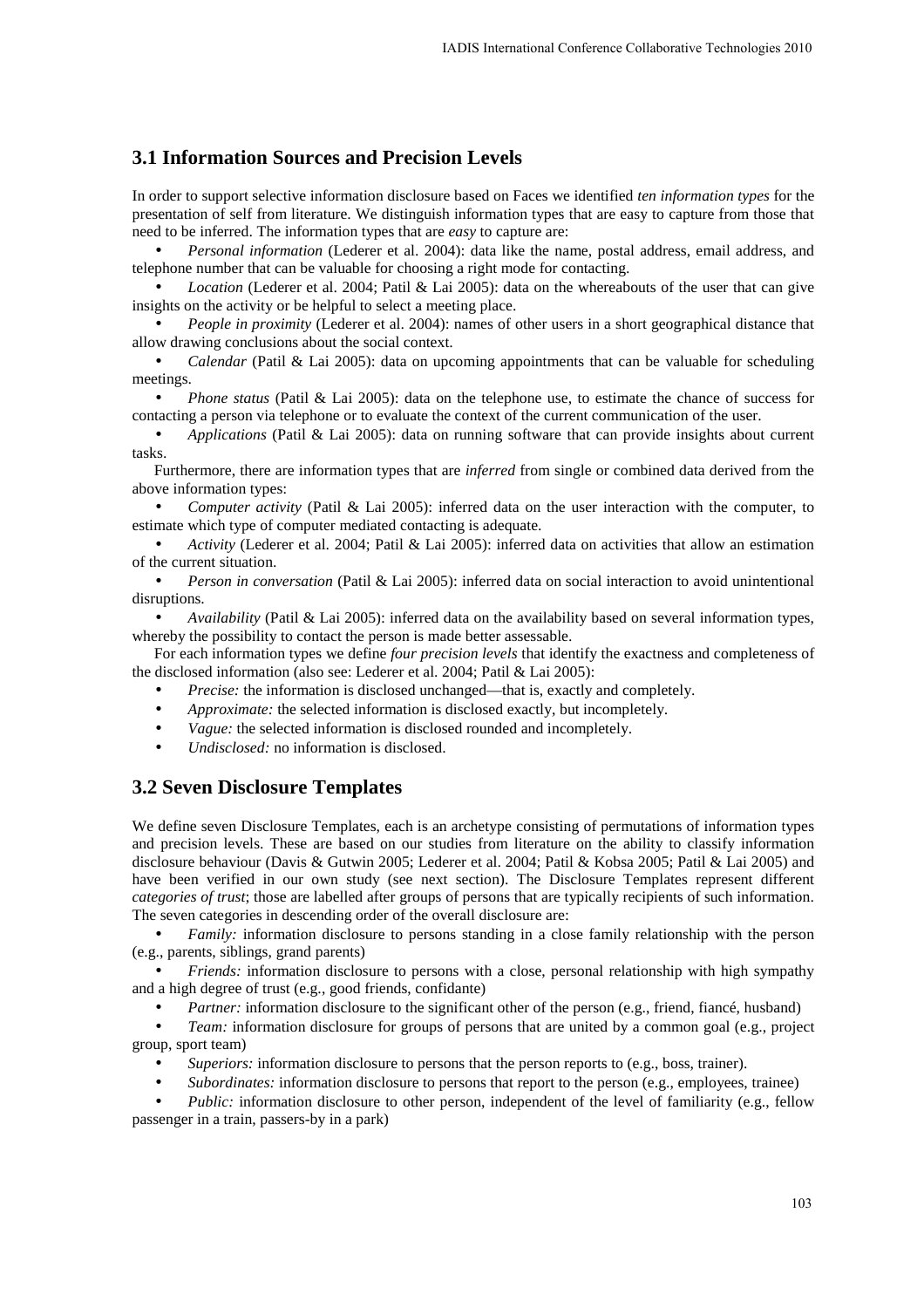## 3.1 Information Sources and Precision Levels

In order to support selective information disclosure based on Faces we identified *ten information types* for the presentation of self from literature. We distinguish information types that are easy to capture from those that need to be inferred. The information types that are *easy* to capture are:

- *Personal information* (Lederer et al. 2004): data like the name, postal address, email address, and telephone number that can be valuable for choosing a right mode for contacting.
- *Location* (Lederer et al. 2004; Patil & Lai 2005): data on the whereabouts of the user that can give insights on the activity or be helpful to select a meeting place.
- *People in proximity* (Lederer et al. 2004): names of other users in a short geographical distance that allow drawing conclusions about the social context.
- *Calendar* (Patil & Lai 2005): data on upcoming appointments that can be valuable for scheduling meetings.
- *Phone status* (Patil & Lai 2005): data on the telephone use, to estimate the chance of success for contacting a person via telephone or to evaluate the context of the current communication of the user.
- *Applications* (Patil & Lai 2005): data on running software that can provide insights about current tasks.

Furthermore, there are information types that are *inferred* from single or combined data derived from the above information types:

- *Computer activity* (Patil & Lai 2005): inferred data on the user interaction with the computer, to estimate which type of computer mediated contacting is adequate.
- *Activity* (Lederer et al. 2004; Patil & Lai 2005): inferred data on activities that allow an estimation of the current situation.
- *Person in conversation* (Patil & Lai 2005): inferred data on social interaction to avoid unintentional disruptions.
- *Availability* (Patil & Lai 2005): inferred data on the availability based on several information types, whereby the possibility to contact the person is made better assessable.

For each information types we define *four precision levels* that identify the exactness and completeness of the disclosed information (also see: Lederer et al. 2004; Patil & Lai 2005):

- *Precise:* the information is disclosed unchanged—that is, exactly and completely.
- *Approximate:* the selected information is disclosed exactly, but incompletely.
- *Vague:* the selected information is disclosed rounded and incompletely.
- *Undisclosed:* no information is disclosed.

## 3.2 Seven Disclosure Templates

We define seven Disclosure Templates, each is an archetype consisting of permutations of information types and precision levels. These are based on our studies from literature on the ability to classify information disclosure behaviour (Davis & Gutwin 2005; Lederer et al. 2004; Patil & Kobsa 2005; Patil & Lai 2005) and have been verified in our own study (see next section). The Disclosure Templates represent different *categories of trust*; those are labelled after groups of persons that are typically recipients of such information. The seven categories in descending order of the overall disclosure are:

- *Family:* information disclosure to persons standing in a close family relationship with the person (e.g., parents, siblings, grand parents)
- *Friends:* information disclosure to persons with a close, personal relationship with high sympathy and a high degree of trust (e.g., good friends, confidante)
- *Partner:* information disclosure to the significant other of the person (e.g., friend, fiancé, husband)
- *Team:* information disclosure for groups of persons that are united by a common goal (e.g., project group, sport team)
- *Superiors:* information disclosure to persons that the person reports to (e.g., boss, trainer).
- *Subordinates:* information disclosure to persons that report to the person (e.g., employees, trainee)
- *Public:* information disclosure to other person, independent of the level of familiarity (e.g., fellow passenger in a train, passers-by in a park)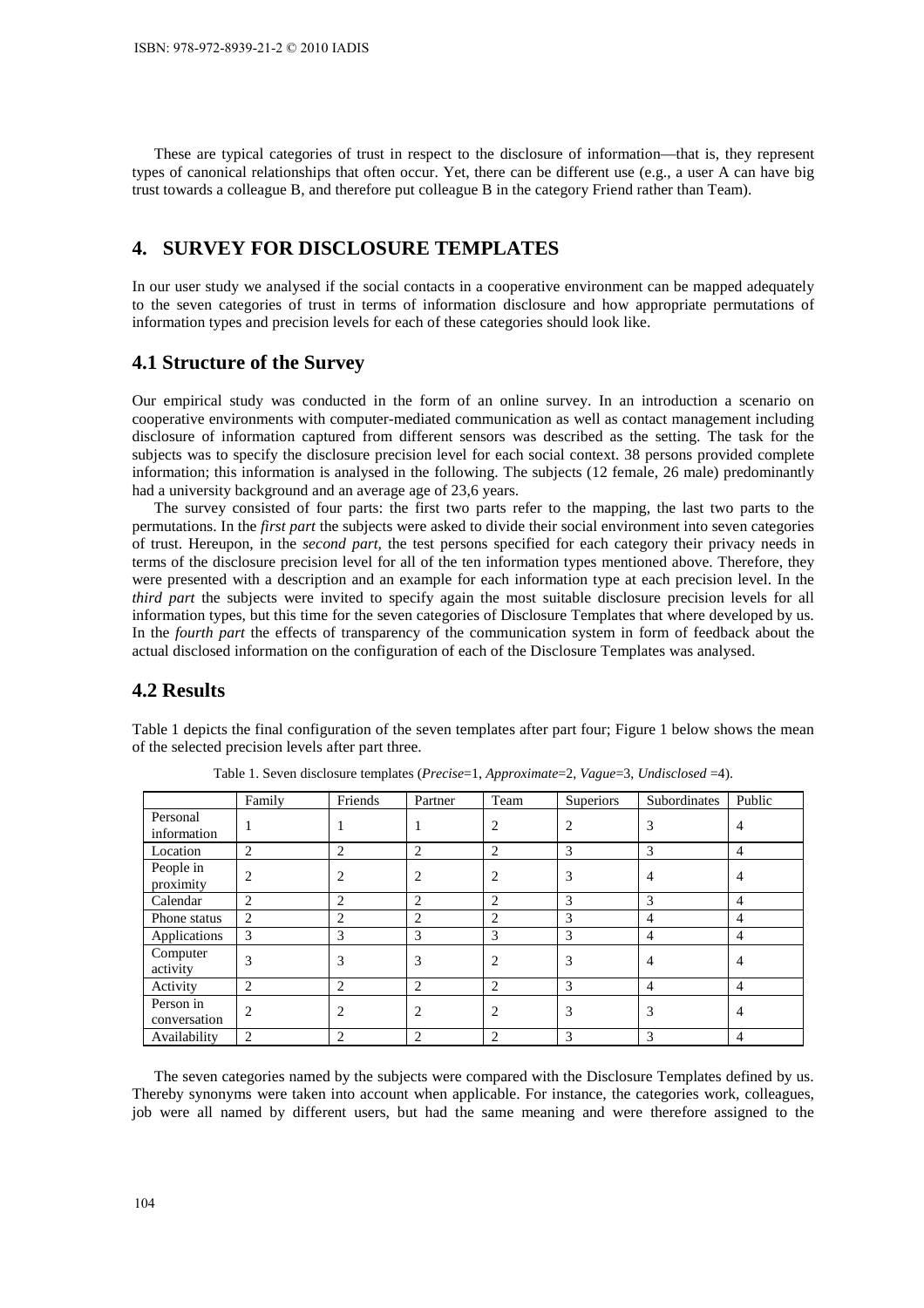These are typical categories of trust in respect to the disclosure of information—that is, they represent types of canonical relationships that often occur. Yet, there can be different use (e.g., a user A can have big trust towards a colleague B, and therefore put colleague B in the category Friend rather than Team).

## 4. SURVEY FOR DISCLOSURE TEMPLATES

In our user study we analysed if the social contacts in a cooperative environment can be mapped adequately to the seven categories of trust in terms of information disclosure and how appropriate permutations of information types and precision levels for each of these categories should look like.

### 4.1 Structure of the Survey

Our empirical study was conducted in the form of an online survey. In an introduction a scenario on cooperative environments with computer-mediated communication as well as contact management including disclosure of information captured from different sensors was described as the setting. The task for the subjects was to specify the disclosure precision level for each social context. 38 persons provided complete information; this information is analysed in the following. The subjects (12 female, 26 male) predominantly had a university background and an average age of 23,6 years.

The survey consisted of four parts: the first two parts refer to the mapping, the last two parts to the permutations. In the *first part* the subjects were asked to divide their social environment into seven categories of trust. Hereupon, in the *second part*, the test persons specified for each category their privacy needs in terms of the disclosure precision level for all of the ten information types mentioned above. Therefore, they were presented with a description and an example for each information type at each precision level. In the *third part* the subjects were invited to specify again the most suitable disclosure precision levels for all information types, but this time for the seven categories of Disclosure Templates that where developed by us. In the *fourth part* the effects of transparency of the communication system in form of feedback about the actual disclosed information on the configuration of each of the Disclosure Templates was analysed.

### 4.2 Results

Table 1 depicts the final configuration of the seven templates after part four; Figure 1 below shows the mean of the selected precision levels after part three.

Table 1. Seven disclosure templates (*Precise*=1, *Approximate*=2, *Vague*=3, *Undisclosed* =4).

| | Family | Friends | Partner | Team | Superiors | Subordinates | Public |
|---|---|---|---|---|---|---|---|
| Personal information | 1 | 1 | 1 | 2 | 2 | 3 | 4 |
| Location | 2 | 2 | 2 | 2 | 3 | 3 | 4 |
| People in proximity | 2 | 2 | 2 | 2 | 3 | 4 | 4 |
| Calendar | 2 | 2 | 2 | 2 | 3 | 3 | 4 |
| Phone status | 2 | 2 | 2 | 2 | 3 | 4 | 4 |
| Applications | 3 | 3 | 3 | 3 | 3 | 4 | 4 |
| Computer activity | 3 | 3 | 3 | 2 | 3 | 4 | 4 |
| Activity | 2 | 2 | 2 | 2 | 3 | 4 | 4 |
| Person in conversation | 2 | 2 | 2 | 2 | 3 | 3 | 4 |
| Availability | 2 | 2 | 2 | 2 | 3 | 3 | 4 |

The seven categories named by the subjects were compared with the Disclosure Templates defined by us. Thereby synonyms were taken into account when applicable. For instance, the categories work, colleagues, job were all named by different users, but had the same meaning and were therefore assigned to the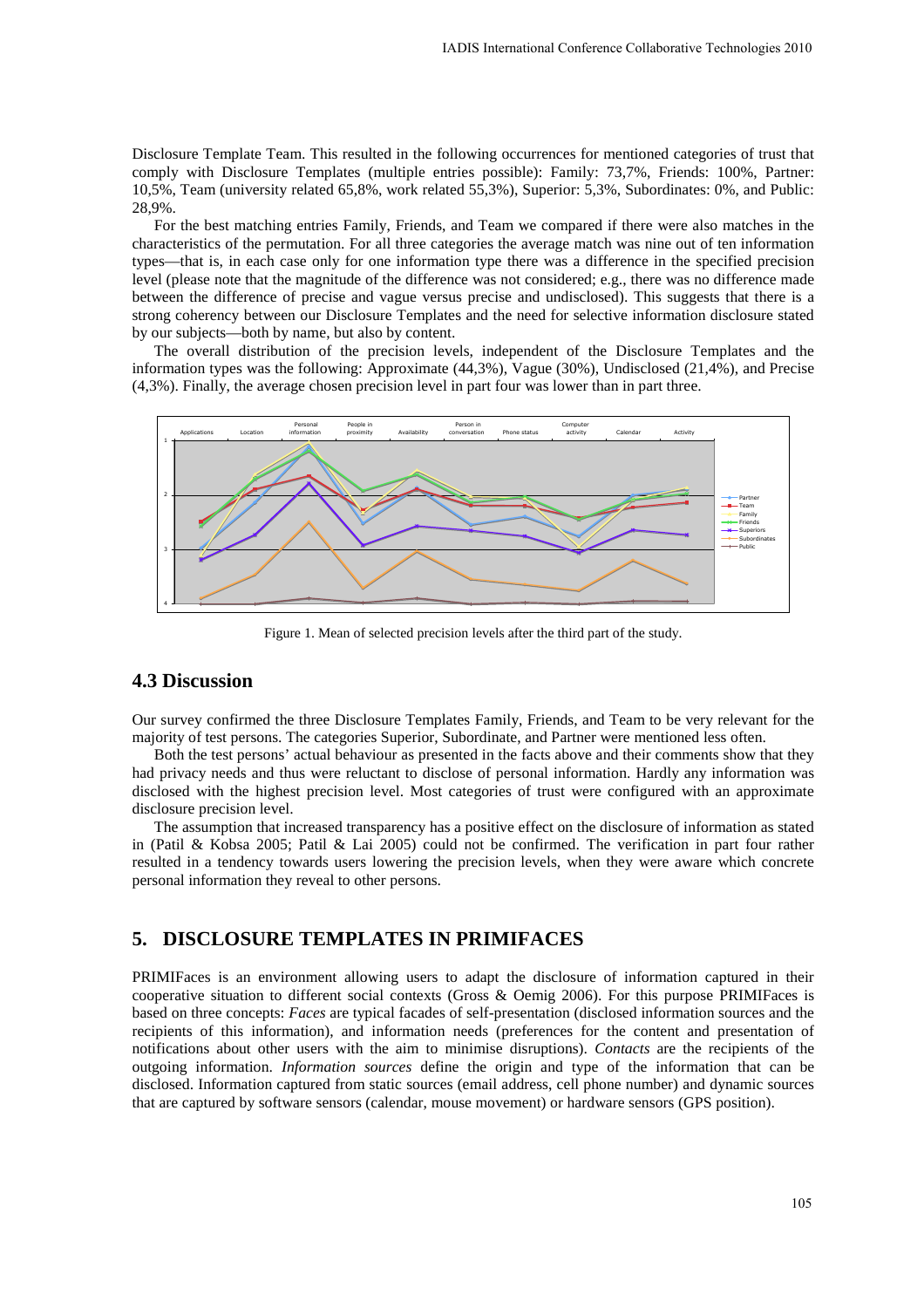Disclosure Template Team. This resulted in the following occurrences for mentioned categories of trust that comply with Disclosure Templates (multiple entries possible): Family: 73,7%, Friends: 100%, Partner: 10,5%, Team (university related 65,8%, work related 55,3%), Superior: 5,3%, Subordinates: 0%, and Public: 28,9%.

For the best matching entries Family, Friends, and Team we compared if there were also matches in the characteristics of the permutation. For all three categories the average match was nine out of ten information types—that is, in each case only for one information type there was a difference in the specified precision level (please note that the magnitude of the difference was not considered; e.g., there was no difference made between the difference of precise and vague versus precise and undisclosed). This suggests that there is a strong coherency between our Disclosure Templates and the need for selective information disclosure stated by our subjects—both by name, but also by content.

The overall distribution of the precision levels, independent of the Disclosure Templates and the information types was the following: Approximate (44,3%), Vague (30%), Undisclosed (21,4%), and Precise (4,3%). Finally, the average chosen precision level in part four was lower than in part three.

Figure 1. Mean of selected precision levels after the third part of the study.

## 4.3 Discussion

Our survey confirmed the three Disclosure Templates Family, Friends, and Team to be very relevant for the majority of test persons. The categories Superior, Subordinate, and Partner were mentioned less often.

Both the test persons' actual behaviour as presented in the facts above and their comments show that they had privacy needs and thus were reluctant to disclose of personal information. Hardly any information was disclosed with the highest precision level. Most categories of trust were configured with an approximate disclosure precision level.

The assumption that increased transparency has a positive effect on the disclosure of information as stated in (Patil & Kobsa 2005; Patil & Lai 2005) could not be confirmed. The verification in part four rather resulted in a tendency towards users lowering the precision levels, when they were aware which concrete personal information they reveal to other persons.

# 5. DISCLOSURE TEMPLATES IN PRIMIFACES

PRIMIFaces is an environment allowing users to adapt the disclosure of information captured in their cooperative situation to different social contexts (Gross & Oemig 2006). For this purpose PRIMIFaces is based on three concepts: *Faces* are typical facades of self-presentation (disclosed information sources and the recipients of this information), and information needs (preferences for the content and presentation of notifications about other users with the aim to minimise disruptions). *Contacts* are the recipients of the outgoing information. *Information sources* define the origin and type of the information that can be disclosed. Information captured from static sources (email address, cell phone number) and dynamic sources that are captured by software sensors (calendar, mouse movement) or hardware sensors (GPS position).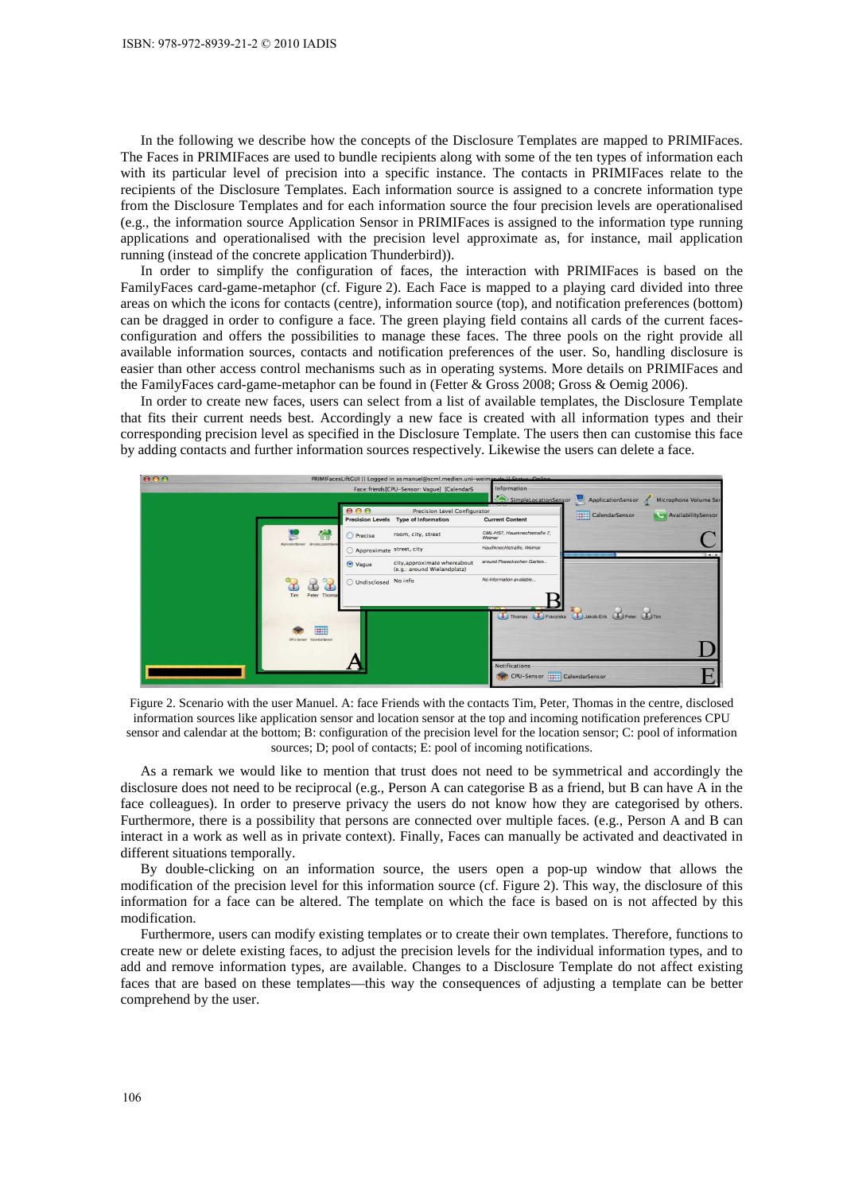In the following we describe how the concepts of the Disclosure Templates are mapped to PRIMIFaces. The Faces in PRIMIFaces are used to bundle recipients along with some of the ten types of information each with its particular level of precision into a specific instance. The contacts in PRIMIFaces relate to the recipients of the Disclosure Templates. Each information source is assigned to a concrete information type from the Disclosure Templates and for each information source the four precision levels are operationalised (e.g., the information source Application Sensor in PRIMIFaces is assigned to the information type running applications and operationalised with the precision level approximate as, for instance, mail application running (instead of the concrete application Thunderbird)).

In order to simplify the configuration of faces, the interaction with PRIMIFaces is based on the FamilyFaces card-game-metaphor (cf. Figure 2). Each Face is mapped to a playing card divided into three areas on which the icons for contacts (centre), information source (top), and notification preferences (bottom) can be dragged in order to configure a face. The green playing field contains all cards of the current faces-configuration and offers the possibilities to manage these faces. The three pools on the right provide all available information sources, contacts and notification preferences of the user. So, handling disclosure is easier than other access control mechanisms such as in operating systems. More details on PRIMIFaces and the FamilyFaces card-game-metaphor can be found in (Fetter & Gross 2008; Gross & Oemig 2006).

In order to create new faces, users can select from a list of available templates, the Disclosure Template that fits their current needs best. Accordingly a new face is created with all information types and their corresponding precision level as specified in the Disclosure Template. The users then can customise this face by adding contacts and further information sources respectively. Likewise the users can delete a face.

Figure 2. Scenario with the user Manuel. A: face Friends with the contacts Tim, Peter, Thomas in the centre, disclosed information sources like application sensor and location sensor at the top and incoming notification preferences CPU sensor and calendar at the bottom; B: configuration of the precision level for the location sensor; C: pool of information sources; D; pool of contacts; E: pool of incoming notifications.

As a remark we would like to mention that trust does not need to be symmetrical and accordingly the disclosure does not need to be reciprocal (e.g., Person A can categorise B as a friend, but B can have A in the face colleagues). In order to preserve privacy the users do not know how they are categorised by others. Furthermore, there is a possibility that persons are connected over multiple faces. (e.g., Person A and B can interact in a work as well as in private context). Finally, Faces can manually be activated and deactivated in different situations temporally.

By double-clicking on an information source, the users open a pop-up window that allows the modification of the precision level for this information source (cf. Figure 2). This way, the disclosure of this information for a face can be altered. The template on which the face is based on is not affected by this modification.

Furthermore, users can modify existing templates or to create their own templates. Therefore, functions to create new or delete existing faces, to adjust the precision levels for the individual information types, and to add and remove information types, are available. Changes to a Disclosure Template do not affect existing faces that are based on these templates—this way the consequences of adjusting a template can be better comprehend by the user.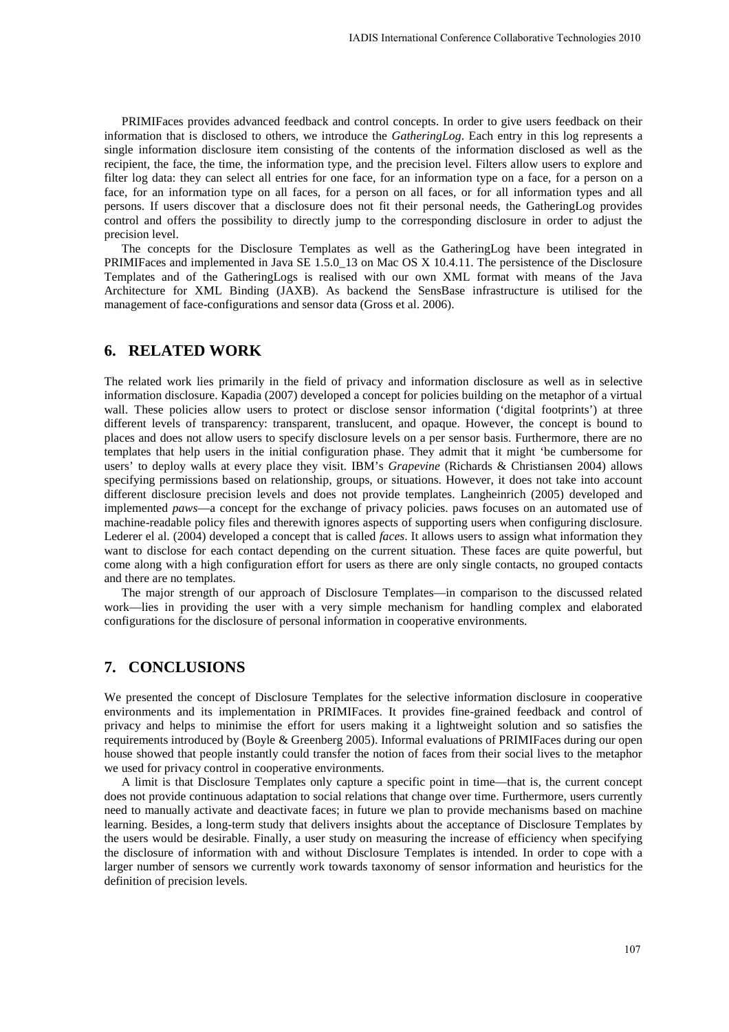PRIMIFaces provides advanced feedback and control concepts. In order to give users feedback on their information that is disclosed to others, we introduce the *GatheringLog*. Each entry in this log represents a single information disclosure item consisting of the contents of the information disclosed as well as the recipient, the face, the time, the information type, and the precision level. Filters allow users to explore and filter log data: they can select all entries for one face, for an information type on a face, for a person on a face, for an information type on all faces, for a person on all faces, or for all information types and all persons. If users discover that a disclosure does not fit their personal needs, the GatheringLog provides control and offers the possibility to directly jump to the corresponding disclosure in order to adjust the precision level.

The concepts for the Disclosure Templates as well as the GatheringLog have been integrated in PRIMIFaces and implemented in Java SE 1.5.0_13 on Mac OS X 10.4.11. The persistence of the Disclosure Templates and of the GatheringLogs is realised with our own XML format with means of the Java Architecture for XML Binding (JAXB). As backend the SensBase infrastructure is utilised for the management of face-configurations and sensor data (Gross et al. 2006).

## 6. RELATED WORK

The related work lies primarily in the field of privacy and information disclosure as well as in selective information disclosure. Kapadia (2007) developed a concept for policies building on the metaphor of a virtual wall. These policies allow users to protect or disclose sensor information ('digital footprints') at three different levels of transparency: transparent, translucent, and opaque. However, the concept is bound to places and does not allow users to specify disclosure levels on a per sensor basis. Furthermore, there are no templates that help users in the initial configuration phase. They admit that it might 'be cumbersome for users' to deploy walls at every place they visit. IBM's *Grapevine* (Richards & Christiansen 2004) allows specifying permissions based on relationship, groups, or situations. However, it does not take into account different disclosure precision levels and does not provide templates. Langheinrich (2005) developed and implemented *paws*—a concept for the exchange of privacy policies. paws focuses on an automated use of machine-readable policy files and therewith ignores aspects of supporting users when configuring disclosure. Lederer el al. (2004) developed a concept that is called *faces*. It allows users to assign what information they want to disclose for each contact depending on the current situation. These faces are quite powerful, but come along with a high configuration effort for users as there are only single contacts, no grouped contacts and there are no templates.

The major strength of our approach of Disclosure Templates—in comparison to the discussed related work—lies in providing the user with a very simple mechanism for handling complex and elaborated configurations for the disclosure of personal information in cooperative environments.

## 7. CONCLUSIONS

We presented the concept of Disclosure Templates for the selective information disclosure in cooperative environments and its implementation in PRIMIFaces. It provides fine-grained feedback and control of privacy and helps to minimise the effort for users making it a lightweight solution and so satisfies the requirements introduced by (Boyle & Greenberg 2005). Informal evaluations of PRIMIFaces during our open house showed that people instantly could transfer the notion of faces from their social lives to the metaphor we used for privacy control in cooperative environments.

A limit is that Disclosure Templates only capture a specific point in time—that is, the current concept does not provide continuous adaptation to social relations that change over time. Furthermore, users currently need to manually activate and deactivate faces; in future we plan to provide mechanisms based on machine learning. Besides, a long-term study that delivers insights about the acceptance of Disclosure Templates by the users would be desirable. Finally, a user study on measuring the increase of efficiency when specifying the disclosure of information with and without Disclosure Templates is intended. In order to cope with a larger number of sensors we currently work towards taxonomy of sensor information and heuristics for the definition of precision levels.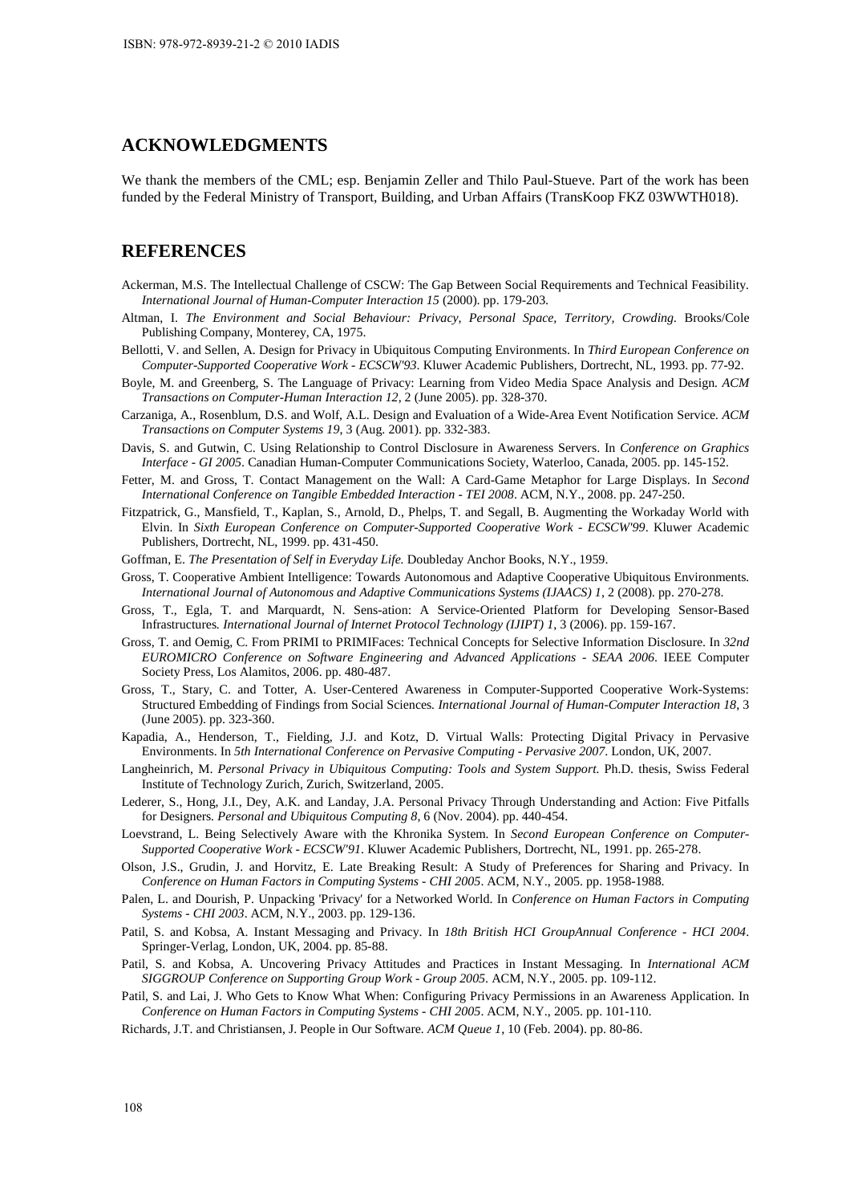## ACKNOWLEDGMENTS

We thank the members of the CML; esp. Benjamin Zeller and Thilo Paul-Stueve. Part of the work has been funded by the Federal Ministry of Transport, Building, and Urban Affairs (TransKoop FKZ 03WWTH018).

## REFERENCES

Ackerman, M.S. The Intellectual Challenge of CSCW: The Gap Between Social Requirements and Technical Feasibility. *International Journal of Human-Computer Interaction 15* (2000). pp. 179-203.

Altman, I. *The Environment and Social Behaviour: Privacy, Personal Space, Territory, Crowding*. Brooks/Cole Publishing Company, Monterey, CA, 1975.

Bellotti, V. and Sellen, A. Design for Privacy in Ubiquitous Computing Environments. In *Third European Conference on Computer-Supported Cooperative Work - ECSCW'93*. Kluwer Academic Publishers, Dortrecht, NL, 1993. pp. 77-92.

Boyle, M. and Greenberg, S. The Language of Privacy: Learning from Video Media Space Analysis and Design. *ACM Transactions on Computer-Human Interaction 12*, 2 (June 2005). pp. 328-370.

Carzaniga, A., Rosenblum, D.S. and Wolf, A.L. Design and Evaluation of a Wide-Area Event Notification Service. *ACM Transactions on Computer Systems 19*, 3 (Aug. 2001). pp. 332-383.

Davis, S. and Gutwin, C. Using Relationship to Control Disclosure in Awareness Servers. In *Conference on Graphics Interface - GI 2005*. Canadian Human-Computer Communications Society, Waterloo, Canada, 2005. pp. 145-152.

Fetter, M. and Gross, T. Contact Management on the Wall: A Card-Game Metaphor for Large Displays. In *Second International Conference on Tangible Embedded Interaction - TEI 2008*. ACM, N.Y., 2008. pp. 247-250.

Fitzpatrick, G., Mansfield, T., Kaplan, S., Arnold, D., Phelps, T. and Segall, B. Augmenting the Workaday World with Elvin. In *Sixth European Conference on Computer-Supported Cooperative Work - ECSCW'99*. Kluwer Academic Publishers, Dortrecht, NL, 1999. pp. 431-450.

Goffman, E. *The Presentation of Self in Everyday Life.* Doubleday Anchor Books, N.Y., 1959.

Gross, T. Cooperative Ambient Intelligence: Towards Autonomous and Adaptive Cooperative Ubiquitous Environments. *International Journal of Autonomous and Adaptive Communications Systems (IJAACS) 1*, 2 (2008). pp. 270-278.

Gross, T., Egla, T. and Marquardt, N. Sens-ation: A Service-Oriented Platform for Developing Sensor-Based Infrastructures. *International Journal of Internet Protocol Technology (IJIPT) 1*, 3 (2006). pp. 159-167.

Gross, T. and Oemig, C. From PRIMI to PRIMIFaces: Technical Concepts for Selective Information Disclosure. In *32nd EUROMICRO Conference on Software Engineering and Advanced Applications - SEAA 2006*. IEEE Computer Society Press, Los Alamitos, 2006. pp. 480-487.

Gross, T., Stary, C. and Totter, A. User-Centered Awareness in Computer-Supported Cooperative Work-Systems: Structured Embedding of Findings from Social Sciences. *International Journal of Human-Computer Interaction 18*, 3 (June 2005). pp. 323-360.

Kapadia, A., Henderson, T., Fielding, J.J. and Kotz, D. Virtual Walls: Protecting Digital Privacy in Pervasive Environments. In *5th International Conference on Pervasive Computing - Pervasive 2007*. London, UK, 2007.

Langheinrich, M. *Personal Privacy in Ubiquitous Computing: Tools and System Support.* Ph.D. thesis, Swiss Federal Institute of Technology Zurich, Zurich, Switzerland, 2005.

Lederer, S., Hong, J.I., Dey, A.K. and Landay, J.A. Personal Privacy Through Understanding and Action: Five Pitfalls for Designers. *Personal and Ubiquitous Computing 8*, 6 (Nov. 2004). pp. 440-454.

Loevstrand, L. Being Selectively Aware with the Khronika System. In *Second European Conference on Computer-Supported Cooperative Work - ECSCW'91*. Kluwer Academic Publishers, Dortrecht, NL, 1991. pp. 265-278.

Olson, J.S., Grudin, J. and Horvitz, E. Late Breaking Result: A Study of Preferences for Sharing and Privacy. In *Conference on Human Factors in Computing Systems - CHI 2005*. ACM, N.Y., 2005. pp. 1958-1988.

Palen, L. and Dourish, P. Unpacking 'Privacy' for a Networked World. In *Conference on Human Factors in Computing Systems - CHI 2003*. ACM, N.Y., 2003. pp. 129-136.

Patil, S. and Kobsa, A. Instant Messaging and Privacy. In *18th British HCI GroupAnnual Conference - HCI 2004*. Springer-Verlag, London, UK, 2004. pp. 85-88.

Patil, S. and Kobsa, A. Uncovering Privacy Attitudes and Practices in Instant Messaging. In *International ACM SIGGROUP Conference on Supporting Group Work - Group 2005*. ACM, N.Y., 2005. pp. 109-112.

Patil, S. and Lai, J. Who Gets to Know What When: Configuring Privacy Permissions in an Awareness Application. In *Conference on Human Factors in Computing Systems - CHI 2005*. ACM, N.Y., 2005. pp. 101-110.

Richards, J.T. and Christiansen, J. People in Our Software. *ACM Queue 1*, 10 (Feb. 2004). pp. 80-86.